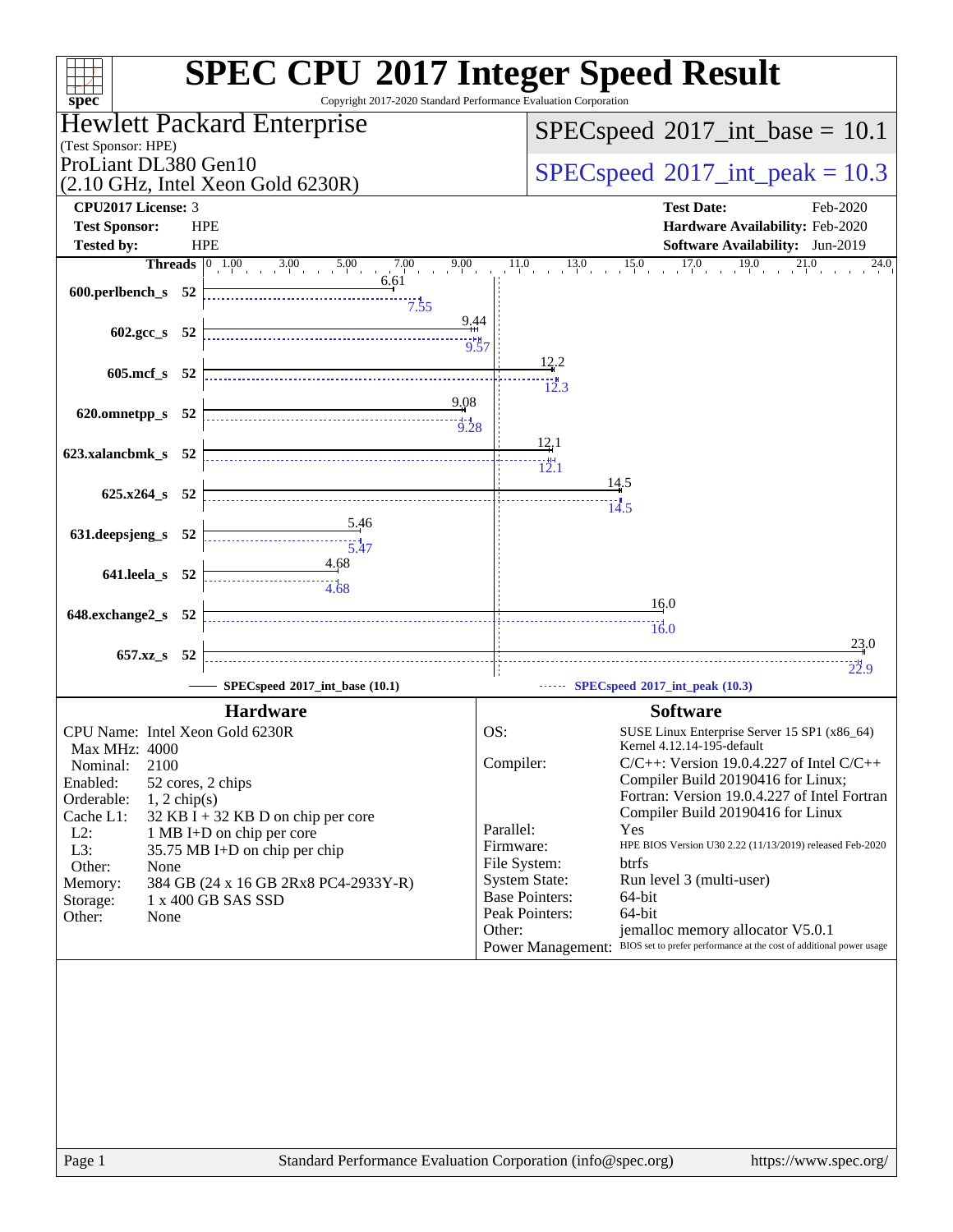# SPEC CPU 2017 Integer Speed Result

Copyright 2017-2020 Standard Performance Evaluation Corporation

## Hewlett Packard Enterprise
(Test Sponsor: HPE)

ProLiant DL380 Gen10
(2.10 GHz, Intel Xeon Gold 6230R)

SPECspeed 2017_int_base = 10.1

SPECspeed 2017_int_peak = 10.3

| | | | |
|---|---|---|---|
| **CPU2017 License:** | 3 | **Test Date:** | Feb-2020 |
| **Test Sponsor:** | HPE | **Hardware Availability:** | Feb-2020 |
| **Tested by:** | HPE | **Software Availability:** | Jun-2019 |

| Benchmark | Threads | Base | Peak |
|---|---|---|---|
| 600.perlbench_s | 52 | 6.61 | 7.55 |
| 602.gcc_s | 52 | 9.44 | 9.57 |
| 605.mcf_s | 52 | 12.2 | 12.3 |
| 620.omnetpp_s | 52 | 9.08 | 9.28 |
| 623.xalancbmk_s | 52 | 12.1 | 12.1 |
| 625.x264_s | 52 | 14.5 | 14.5 |
| 631.deepsjeng_s | 52 | 5.46 | 5.47 |
| 641.leela_s | 52 | 4.68 | 4.68 |
| 648.exchange2_s | 52 | 16.0 | 16.0 |
| 657.xz_s | 52 | 23.0 | 22.9 |

SPECspeed 2017_int_base (10.1) — SPECspeed 2017_int_peak (10.3)

### Hardware

| | |
|---|---|
| CPU Name: | Intel Xeon Gold 6230R |
| Max MHz: | 4000 |
| Nominal: | 2100 |
| Enabled: | 52 cores, 2 chips |
| Orderable: | 1, 2 chip(s) |
| Cache L1: | 32 KB I + 32 KB D on chip per core |
| L2: | 1 MB I+D on chip per core |
| L3: | 35.75 MB I+D on chip per chip |
| Other: | None |
| Memory: | 384 GB (24 x 16 GB 2Rx8 PC4-2933Y-R) |
| Storage: | 1 x 400 GB SAS SSD |
| Other: | None |

### Software

| | |
|---|---|
| OS: | SUSE Linux Enterprise Server 15 SP1 (x86_64) Kernel 4.12.14-195-default |
| Compiler: | C/C++: Version 19.0.4.227 of Intel C/C++ Compiler Build 20190416 for Linux; Fortran: Version 19.0.4.227 of Intel Fortran Compiler Build 20190416 for Linux |
| Parallel: | Yes |
| Firmware: | HPE BIOS Version U30 2.22 (11/13/2019) released Feb-2020 |
| File System: | btrfs |
| System State: | Run level 3 (multi-user) |
| Base Pointers: | 64-bit |
| Peak Pointers: | 64-bit |
| Other: | jemalloc memory allocator V5.0.1 |
| Power Management: | BIOS set to prefer performance at the cost of additional power usage |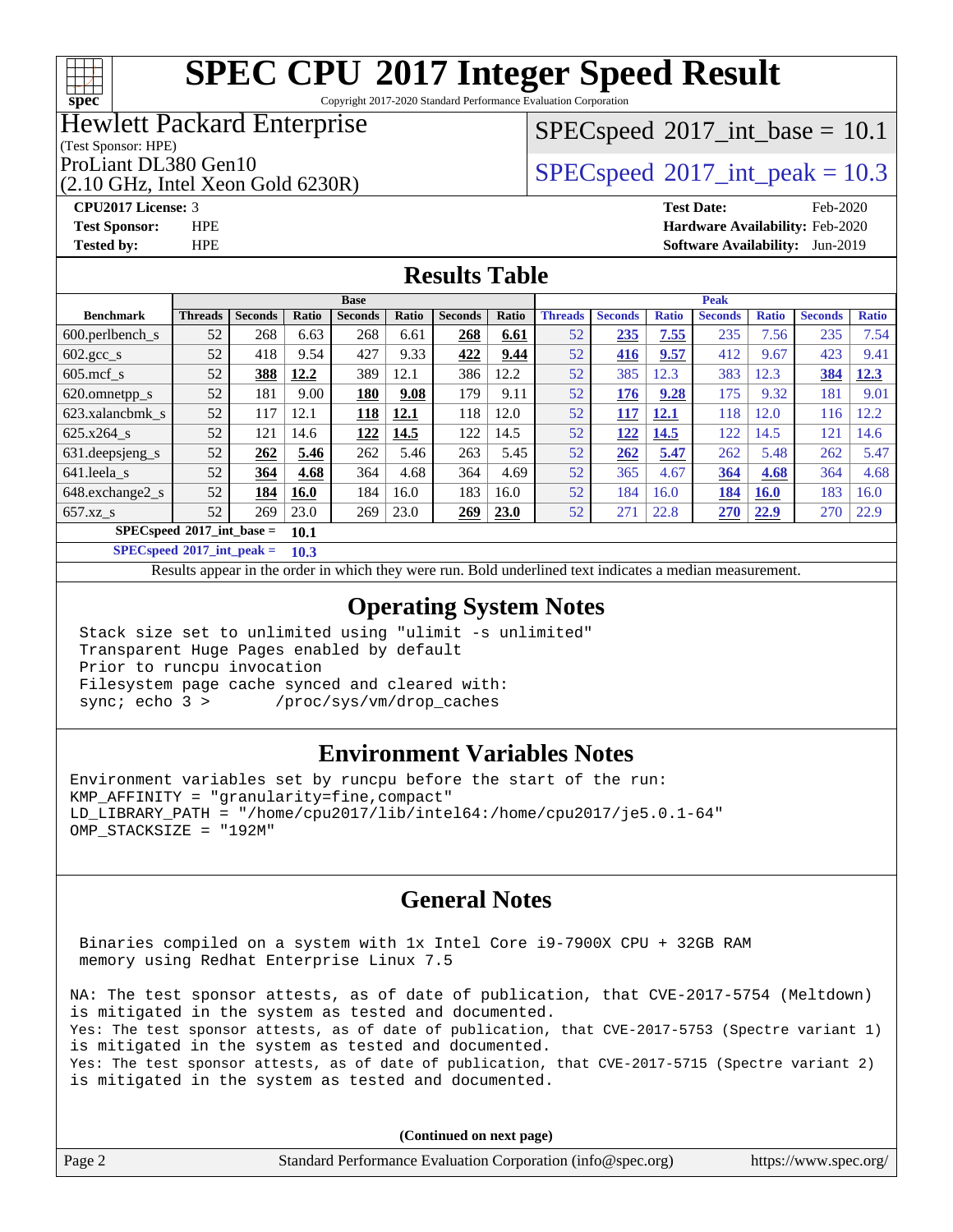# SPEC CPU 2017 Integer Speed Result

Copyright 2017-2020 Standard Performance Evaluation Corporation

**Hewlett Packard Enterprise**
(Test Sponsor: HPE)
ProLiant DL380 Gen10
(2.10 GHz, Intel Xeon Gold 6230R)

SPECspeed 2017_int_base = 10.1

SPECspeed 2017_int_peak = 10.3

**CPU2017 License:** 3
**Test Sponsor:** HPE
**Tested by:** HPE

**Test Date:** Feb-2020
**Hardware Availability:** Feb-2020
**Software Availability:** Jun-2019

## Results Table

| | Base | | | | | | | Peak | | | | | | |
|---|---|---|---|---|---|---|---|---|---|---|---|---|---|---|
| **Benchmark** | **Threads** | **Seconds** | **Ratio** | **Seconds** | **Ratio** | **Seconds** | **Ratio** | **Threads** | **Seconds** | **Ratio** | **Seconds** | **Ratio** | **Seconds** | **Ratio** |
| 600.perlbench_s | 52 | 268 | 6.63 | 268 | 6.61 | **268** | **6.61** | 52 | **235** | **7.55** | 235 | 7.56 | 235 | 7.54 |
| 602.gcc_s | 52 | 418 | 9.54 | 427 | 9.33 | **422** | **9.44** | 52 | **416** | **9.57** | 412 | 9.67 | 423 | 9.41 |
| 605.mcf_s | 52 | **388** | **12.2** | 389 | 12.1 | 386 | 12.2 | 52 | 385 | 12.3 | 383 | 12.3 | **384** | **12.3** |
| 620.omnetpp_s | 52 | 181 | 9.00 | **180** | **9.08** | 179 | 9.11 | 52 | **176** | **9.28** | 175 | 9.32 | 181 | 9.01 |
| 623.xalancbmk_s | 52 | 117 | 12.1 | **118** | **12.1** | 118 | 12.0 | 52 | **117** | **12.1** | 118 | 12.0 | 116 | 12.2 |
| 625.x264_s | 52 | 121 | 14.6 | **122** | **14.5** | 122 | 14.5 | 52 | **122** | **14.5** | 122 | 14.5 | 121 | 14.6 |
| 631.deepsjeng_s | 52 | **262** | **5.46** | 262 | 5.46 | 263 | 5.45 | 52 | **262** | **5.47** | 262 | 5.48 | 262 | 5.47 |
| 641.leela_s | 52 | **364** | **4.68** | 364 | 4.68 | 364 | 4.69 | 52 | 365 | 4.67 | **364** | **4.68** | 364 | 4.68 |
| 648.exchange2_s | 52 | **184** | **16.0** | 184 | 16.0 | 183 | 16.0 | 52 | 184 | 16.0 | **184** | **16.0** | 183 | 16.0 |
| 657.xz_s | 52 | 269 | 23.0 | 269 | 23.0 | **269** | **23.0** | 52 | 271 | 22.8 | **270** | **22.9** | 270 | 22.9 |

**SPECspeed 2017_int_base = 10.1**

**SPECspeed 2017_int_peak = 10.3**

Results appear in the order in which they were run. Bold underlined text indicates a median measurement.

## Operating System Notes

```
Stack size set to unlimited using "ulimit -s unlimited"
Transparent Huge Pages enabled by default
Prior to runcpu invocation
Filesystem page cache synced and cleared with:
sync; echo 3 >       /proc/sys/vm/drop_caches
```

## Environment Variables Notes

```
Environment variables set by runcpu before the start of the run:
KMP_AFFINITY = "granularity=fine,compact"
LD_LIBRARY_PATH = "/home/cpu2017/lib/intel64:/home/cpu2017/je5.0.1-64"
OMP_STACKSIZE = "192M"
```

## General Notes

```
Binaries compiled on a system with 1x Intel Core i9-7900X CPU + 32GB RAM
memory using Redhat Enterprise Linux 7.5

NA: The test sponsor attests, as of date of publication, that CVE-2017-5754 (Meltdown)
is mitigated in the system as tested and documented.
Yes: The test sponsor attests, as of date of publication, that CVE-2017-5753 (Spectre variant 1)
is mitigated in the system as tested and documented.
Yes: The test sponsor attests, as of date of publication, that CVE-2017-5715 (Spectre variant 2)
is mitigated in the system as tested and documented.
```

**(Continued on next page)**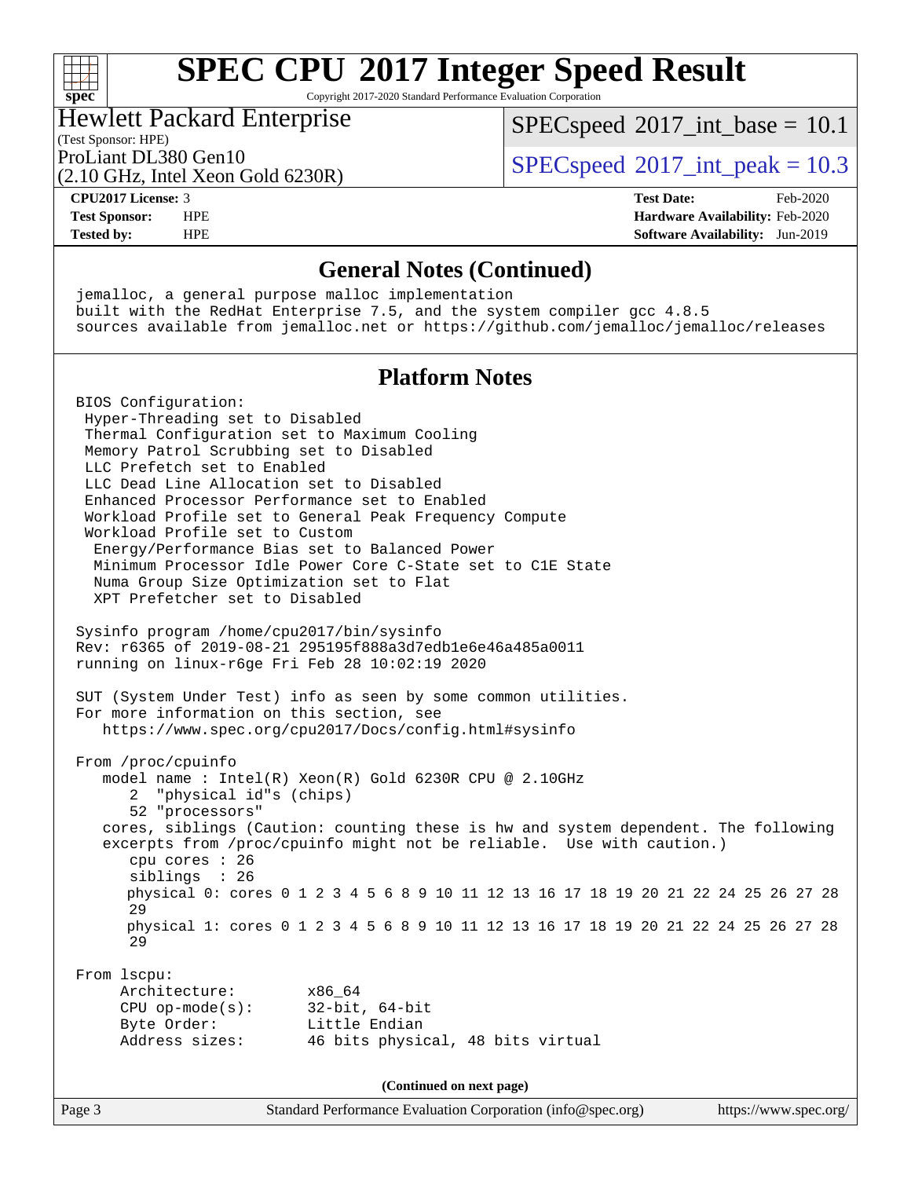## General Notes (Continued)

```
jemalloc, a general purpose malloc implementation
built with the RedHat Enterprise 7.5, and the system compiler gcc 4.8.5
sources available from jemalloc.net or https://github.com/jemalloc/jemalloc/releases
```

## Platform Notes

```
BIOS Configuration:
 Hyper-Threading set to Disabled
 Thermal Configuration set to Maximum Cooling
 Memory Patrol Scrubbing set to Disabled
 LLC Prefetch set to Enabled
 LLC Dead Line Allocation set to Disabled
 Enhanced Processor Performance set to Enabled
 Workload Profile set to General Peak Frequency Compute
 Workload Profile set to Custom
  Energy/Performance Bias set to Balanced Power
  Minimum Processor Idle Power Core C-State set to C1E State
  Numa Group Size Optimization set to Flat
  XPT Prefetcher set to Disabled

Sysinfo program /home/cpu2017/bin/sysinfo
Rev: r6365 of 2019-08-21 295195f888a3d7edb1e6e46a485a0011
running on linux-r6ge Fri Feb 28 10:02:19 2020

SUT (System Under Test) info as seen by some common utilities.
For more information on this section, see
   https://www.spec.org/cpu2017/Docs/config.html#sysinfo

From /proc/cpuinfo
   model name : Intel(R) Xeon(R) Gold 6230R CPU @ 2.10GHz
      2  "physical id"s (chips)
      52 "processors"
   cores, siblings (Caution: counting these is hw and system dependent. The following
   excerpts from /proc/cpuinfo might not be reliable.  Use with caution.)
      cpu cores : 26
      siblings  : 26
      physical 0: cores 0 1 2 3 4 5 6 8 9 10 11 12 13 16 17 18 19 20 21 22 24 25 26 27 28
      29
      physical 1: cores 0 1 2 3 4 5 6 8 9 10 11 12 13 16 17 18 19 20 21 22 24 25 26 27 28
      29

From lscpu:
     Architecture:        x86_64
     CPU op-mode(s):      32-bit, 64-bit
     Byte Order:          Little Endian
     Address sizes:       46 bits physical, 48 bits virtual
```

(Continued on next page)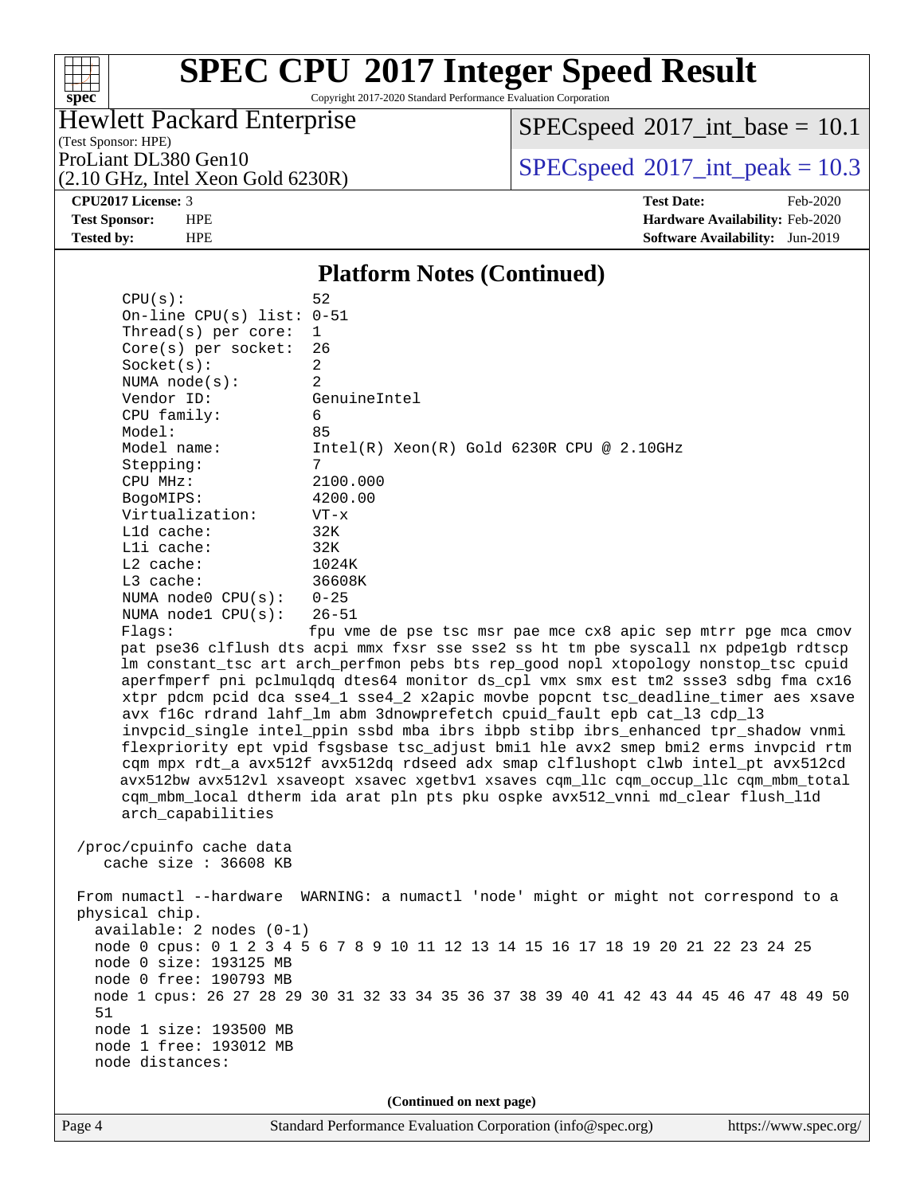# SPEC CPU 2017 Integer Speed Result

Copyright 2017-2020 Standard Performance Evaluation Corporation

**Hewlett Packard Enterprise**
(Test Sponsor: HPE)
ProLiant DL380 Gen10
(2.10 GHz, Intel Xeon Gold 6230R)

SPECspeed 2017_int_base = 10.1
SPECspeed 2017_int_peak = 10.3

| | | | |
|---|---|---|---|
| **CPU2017 License:** | 3 | **Test Date:** | Feb-2020 |
| **Test Sponsor:** | HPE | **Hardware Availability:** | Feb-2020 |
| **Tested by:** | HPE | **Software Availability:** | Jun-2019 |

## Platform Notes (Continued)

```
    CPU(s):                52
    On-line CPU(s) list: 0-51
    Thread(s) per core:  1
    Core(s) per socket:  26
    Socket(s):           2
    NUMA node(s):        2
    Vendor ID:           GenuineIntel
    CPU family:          6
    Model:               85
    Model name:          Intel(R) Xeon(R) Gold 6230R CPU @ 2.10GHz
    Stepping:            7
    CPU MHz:             2100.000
    BogoMIPS:            4200.00
    Virtualization:      VT-x
    L1d cache:           32K
    L1i cache:           32K
    L2 cache:            1024K
    L3 cache:            36608K
    NUMA node0 CPU(s):   0-25
    NUMA node1 CPU(s):   26-51
    Flags:               fpu vme de pse tsc msr pae mce cx8 apic sep mtrr pge mca cmov
    pat pse36 clflush dts acpi mmx fxsr sse sse2 ss ht tm pbe syscall nx pdpe1gb rdtscp
    lm constant_tsc art arch_perfmon pebs bts rep_good nopl xtopology nonstop_tsc cpuid
    aperfmperf pni pclmulqdq dtes64 monitor ds_cpl vmx smx est tm2 ssse3 sdbg fma cx16
    xtpr pdcm pcid dca sse4_1 sse4_2 x2apic movbe popcnt tsc_deadline_timer aes xsave
    avx f16c rdrand lahf_lm abm 3dnowprefetch cpuid_fault epb cat_l3 cdp_l3
    invpcid_single intel_ppin ssbd mba ibrs ibpb stibp ibrs_enhanced tpr_shadow vnmi
    flexpriority ept vpid fsgsbase tsc_adjust bmi1 hle avx2 smep bmi2 erms invpcid rtm
    cqm mpx rdt_a avx512f avx512dq rdseed adx smap clflushopt clwb intel_pt avx512cd
    avx512bw avx512vl xsaveopt xsavec xgetbv1 xsaves cqm_llc cqm_occup_llc cqm_mbm_total
    cqm_mbm_local dtherm ida arat pln pts pku ospke avx512_vnni md_clear flush_l1d
    arch_capabilities

 /proc/cpuinfo cache data
    cache size : 36608 KB

 From numactl --hardware  WARNING: a numactl 'node' might or might not correspond to a
 physical chip.
   available: 2 nodes (0-1)
   node 0 cpus: 0 1 2 3 4 5 6 7 8 9 10 11 12 13 14 15 16 17 18 19 20 21 22 23 24 25
   node 0 size: 193125 MB
   node 0 free: 190793 MB
   node 1 cpus: 26 27 28 29 30 31 32 33 34 35 36 37 38 39 40 41 42 43 44 45 46 47 48 49 50
   51
   node 1 size: 193500 MB
   node 1 free: 193012 MB
   node distances:
```

(Continued on next page)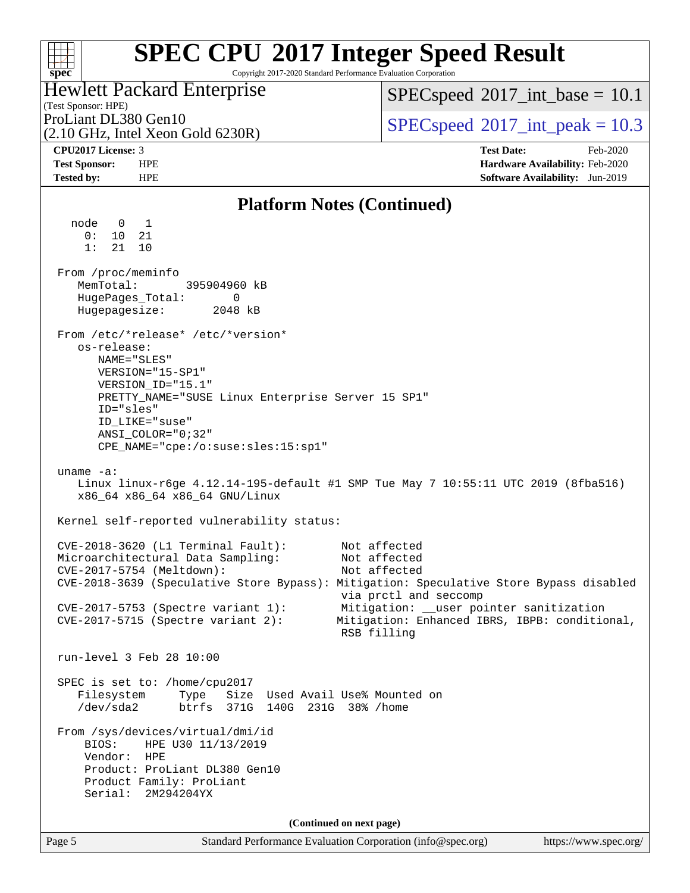# SPEC CPU 2017 Integer Speed Result

Copyright 2017-2020 Standard Performance Evaluation Corporation

**Hewlett Packard Enterprise**
(Test Sponsor: HPE)
ProLiant DL380 Gen10
(2.10 GHz, Intel Xeon Gold 6230R)

SPECspeed 2017_int_base = 10.1
SPECspeed 2017_int_peak = 10.3

**CPU2017 License:** 3
**Test Sponsor:** HPE
**Tested by:** HPE

**Test Date:** Feb-2020
**Hardware Availability:** Feb-2020
**Software Availability:** Jun-2019

## Platform Notes (Continued)

```
    node   0   1
      0:  10  21
      1:  21  10

  From /proc/meminfo
     MemTotal:       395904960 kB
     HugePages_Total:        0
     Hugepagesize:        2048 kB

  From /etc/*release* /etc/*version*
     os-release:
        NAME="SLES"
        VERSION="15-SP1"
        VERSION_ID="15.1"
        PRETTY_NAME="SUSE Linux Enterprise Server 15 SP1"
        ID="sles"
        ID_LIKE="suse"
        ANSI_COLOR="0;32"
        CPE_NAME="cpe:/o:suse:sles:15:sp1"

  uname -a:
     Linux linux-r6ge 4.12.14-195-default #1 SMP Tue May 7 10:55:11 UTC 2019 (8fba516)
     x86_64 x86_64 x86_64 GNU/Linux

  Kernel self-reported vulnerability status:

  CVE-2018-3620 (L1 Terminal Fault):        Not affected
  Microarchitectural Data Sampling:         Not affected
  CVE-2017-5754 (Meltdown):                 Not affected
  CVE-2018-3639 (Speculative Store Bypass): Mitigation: Speculative Store Bypass disabled
                                             via prctl and seccomp
  CVE-2017-5753 (Spectre variant 1):        Mitigation: __user pointer sanitization
  CVE-2017-5715 (Spectre variant 2):        Mitigation: Enhanced IBRS, IBPB: conditional,
                                             RSB filling

  run-level 3 Feb 28 10:00

  SPEC is set to: /home/cpu2017
     Filesystem     Type   Size  Used Avail Use% Mounted on
     /dev/sda2      btrfs  371G  140G  231G  38% /home

  From /sys/devices/virtual/dmi/id
      BIOS:    HPE U30 11/13/2019
      Vendor:  HPE
      Product: ProLiant DL380 Gen10
      Product Family: ProLiant
      Serial:  2M294204YX
```

(Continued on next page)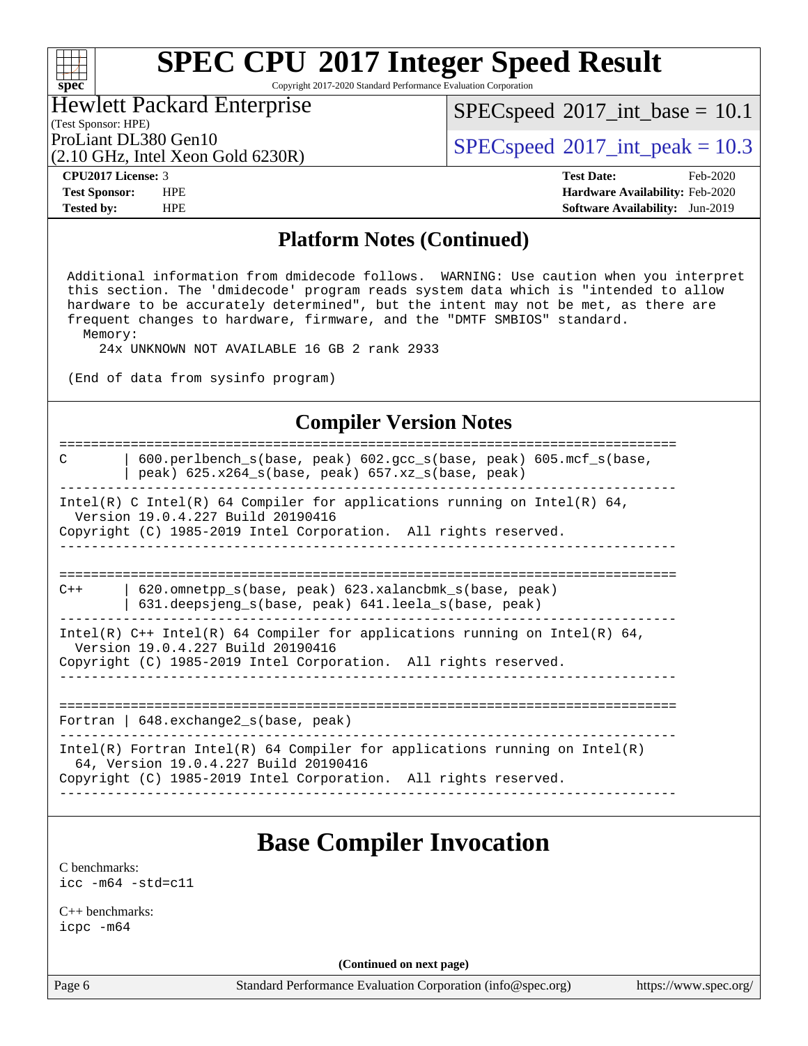## Platform Notes (Continued)

```
Additional information from dmidecode follows.  WARNING: Use caution when you interpret
this section. The 'dmidecode' program reads system data which is "intended to allow
hardware to be accurately determined", but the intent may not be met, as there are
frequent changes to hardware, firmware, and the "DMTF SMBIOS" standard.
  Memory:
    24x UNKNOWN NOT AVAILABLE 16 GB 2 rank 2933

(End of data from sysinfo program)
```

## Compiler Version Notes

```
==============================================================================
C       | 600.perlbench_s(base, peak) 602.gcc_s(base, peak) 605.mcf_s(base,
        | peak) 625.x264_s(base, peak) 657.xz_s(base, peak)
------------------------------------------------------------------------------
Intel(R) C Intel(R) 64 Compiler for applications running on Intel(R) 64,
  Version 19.0.4.227 Build 20190416
Copyright (C) 1985-2019 Intel Corporation.  All rights reserved.
------------------------------------------------------------------------------

==============================================================================
C++     | 620.omnetpp_s(base, peak) 623.xalancbmk_s(base, peak)
        | 631.deepsjeng_s(base, peak) 641.leela_s(base, peak)
------------------------------------------------------------------------------
Intel(R) C++ Intel(R) 64 Compiler for applications running on Intel(R) 64,
  Version 19.0.4.227 Build 20190416
Copyright (C) 1985-2019 Intel Corporation.  All rights reserved.
------------------------------------------------------------------------------

==============================================================================
Fortran | 648.exchange2_s(base, peak)
------------------------------------------------------------------------------
Intel(R) Fortran Intel(R) 64 Compiler for applications running on Intel(R)
  64, Version 19.0.4.227 Build 20190416
Copyright (C) 1985-2019 Intel Corporation.  All rights reserved.
------------------------------------------------------------------------------
```

## Base Compiler Invocation

C benchmarks:
`icc -m64 -std=c11`

C++ benchmarks:
`icpc -m64`

(Continued on next page)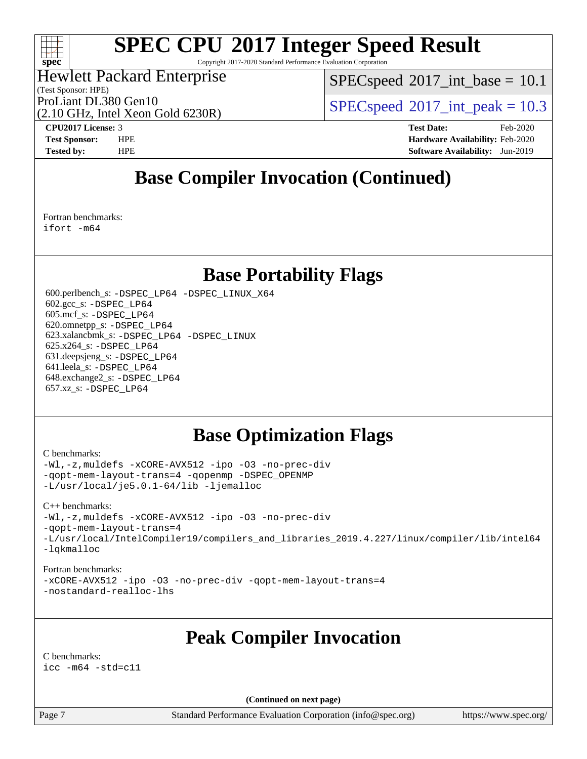## Base Compiler Invocation (Continued)

Fortran benchmarks:
```
ifort -m64
```

## Base Portability Flags

600.perlbench_s: `-DSPEC_LP64 -DSPEC_LINUX_X64`
602.gcc_s: `-DSPEC_LP64`
605.mcf_s: `-DSPEC_LP64`
620.omnetpp_s: `-DSPEC_LP64`
623.xalancbmk_s: `-DSPEC_LP64 -DSPEC_LINUX`
625.x264_s: `-DSPEC_LP64`
631.deepsjeng_s: `-DSPEC_LP64`
641.leela_s: `-DSPEC_LP64`
648.exchange2_s: `-DSPEC_LP64`
657.xz_s: `-DSPEC_LP64`

## Base Optimization Flags

C benchmarks:
```
-Wl,-z,muldefs -xCORE-AVX512 -ipo -O3 -no-prec-div
-qopt-mem-layout-trans=4 -qopenmp -DSPEC_OPENMP
-L/usr/local/je5.0.1-64/lib -ljemalloc
```

C++ benchmarks:
```
-Wl,-z,muldefs -xCORE-AVX512 -ipo -O3 -no-prec-div
-qopt-mem-layout-trans=4
-L/usr/local/IntelCompiler19/compilers_and_libraries_2019.4.227/linux/compiler/lib/intel64
-lqkmalloc
```

Fortran benchmarks:
```
-xCORE-AVX512 -ipo -O3 -no-prec-div -qopt-mem-layout-trans=4
-nostandard-realloc-lhs
```

## Peak Compiler Invocation

C benchmarks:
```
icc -m64 -std=c11
```

**(Continued on next page)**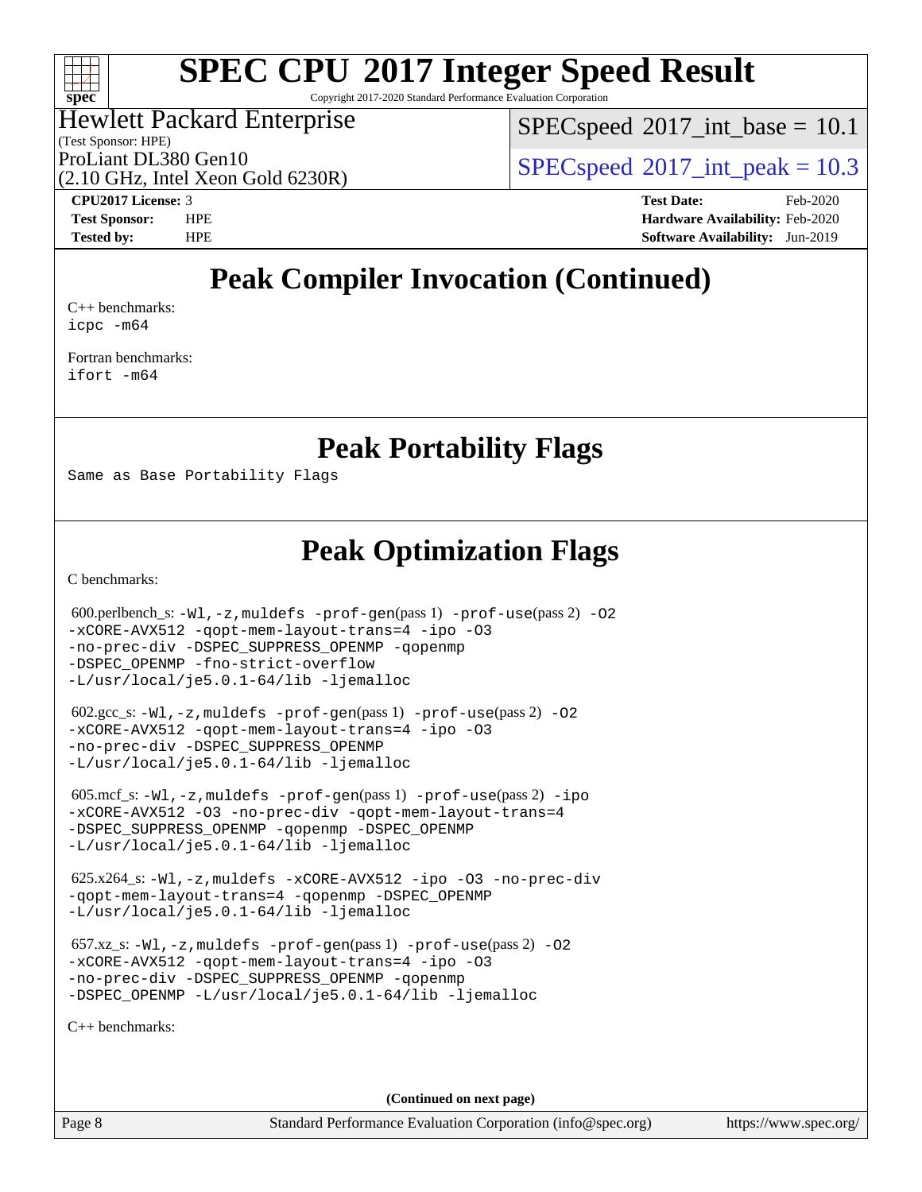# Peak Compiler Invocation (Continued)

C++ benchmarks:
icpc -m64

Fortran benchmarks:
ifort -m64

# Peak Portability Flags

Same as Base Portability Flags

# Peak Optimization Flags

C benchmarks:

600.perlbench_s: -Wl,-z,muldefs -prof-gen(pass 1) -prof-use(pass 2) -O2 -xCORE-AVX512 -qopt-mem-layout-trans=4 -ipo -O3 -no-prec-div -DSPEC_SUPPRESS_OPENMP -qopenmp -DSPEC_OPENMP -fno-strict-overflow -L/usr/local/je5.0.1-64/lib -ljemalloc

602.gcc_s: -Wl,-z,muldefs -prof-gen(pass 1) -prof-use(pass 2) -O2 -xCORE-AVX512 -qopt-mem-layout-trans=4 -ipo -O3 -no-prec-div -DSPEC_SUPPRESS_OPENMP -L/usr/local/je5.0.1-64/lib -ljemalloc

605.mcf_s: -Wl,-z,muldefs -prof-gen(pass 1) -prof-use(pass 2) -ipo -xCORE-AVX512 -O3 -no-prec-div -qopt-mem-layout-trans=4 -DSPEC_SUPPRESS_OPENMP -qopenmp -DSPEC_OPENMP -L/usr/local/je5.0.1-64/lib -ljemalloc

625.x264_s: -Wl,-z,muldefs -xCORE-AVX512 -ipo -O3 -no-prec-div -qopt-mem-layout-trans=4 -qopenmp -DSPEC_OPENMP -L/usr/local/je5.0.1-64/lib -ljemalloc

657.xz_s: -Wl,-z,muldefs -prof-gen(pass 1) -prof-use(pass 2) -O2 -xCORE-AVX512 -qopt-mem-layout-trans=4 -ipo -O3 -no-prec-div -DSPEC_SUPPRESS_OPENMP -qopenmp -DSPEC_OPENMP -L/usr/local/je5.0.1-64/lib -ljemalloc

C++ benchmarks:

**(Continued on next page)**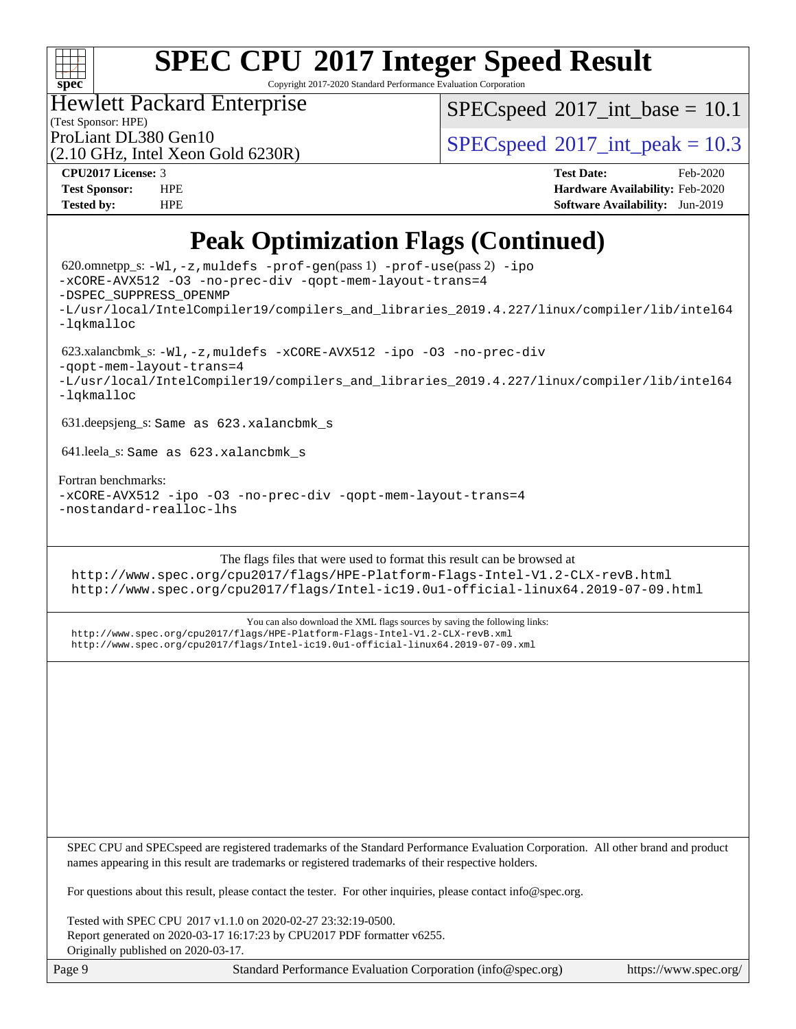# SPEC CPU 2017 Integer Speed Result

Copyright 2017-2020 Standard Performance Evaluation Corporation

**Hewlett Packard Enterprise**
(Test Sponsor: HPE)
ProLiant DL380 Gen10
(2.10 GHz, Intel Xeon Gold 6230R)

SPECspeed 2017_int_base = 10.1
SPECspeed 2017_int_peak = 10.3

**CPU2017 License:** 3
**Test Sponsor:** HPE
**Tested by:** HPE

**Test Date:** Feb-2020
**Hardware Availability:** Feb-2020
**Software Availability:** Jun-2019

## Peak Optimization Flags (Continued)

620.omnetpp_s: `-Wl,-z,muldefs -prof-gen`(pass 1) `-prof-use`(pass 2) `-ipo -xCORE-AVX512 -O3 -no-prec-div -qopt-mem-layout-trans=4 -DSPEC_SUPPRESS_OPENMP -L/usr/local/IntelCompiler19/compilers_and_libraries_2019.4.227/linux/compiler/lib/intel64 -lqkmalloc`

623.xalancbmk_s: `-Wl,-z,muldefs -xCORE-AVX512 -ipo -O3 -no-prec-div -qopt-mem-layout-trans=4 -L/usr/local/IntelCompiler19/compilers_and_libraries_2019.4.227/linux/compiler/lib/intel64 -lqkmalloc`

631.deepsjeng_s: Same as 623.xalancbmk_s

641.leela_s: Same as 623.xalancbmk_s

Fortran benchmarks:
`-xCORE-AVX512 -ipo -O3 -no-prec-div -qopt-mem-layout-trans=4 -nostandard-realloc-lhs`

The flags files that were used to format this result can be browsed at
http://www.spec.org/cpu2017/flags/HPE-Platform-Flags-Intel-V1.2-CLX-revB.html
http://www.spec.org/cpu2017/flags/Intel-ic19.0u1-official-linux64.2019-07-09.html

You can also download the XML flags sources by saving the following links:
http://www.spec.org/cpu2017/flags/HPE-Platform-Flags-Intel-V1.2-CLX-revB.xml
http://www.spec.org/cpu2017/flags/Intel-ic19.0u1-official-linux64.2019-07-09.xml

SPEC CPU and SPECspeed are registered trademarks of the Standard Performance Evaluation Corporation. All other brand and product names appearing in this result are trademarks or registered trademarks of their respective holders.

For questions about this result, please contact the tester. For other inquiries, please contact info@spec.org.

Tested with SPEC CPU 2017 v1.1.0 on 2020-02-27 23:32:19-0500.
Report generated on 2020-03-17 16:17:23 by CPU2017 PDF formatter v6255.
Originally published on 2020-03-17.